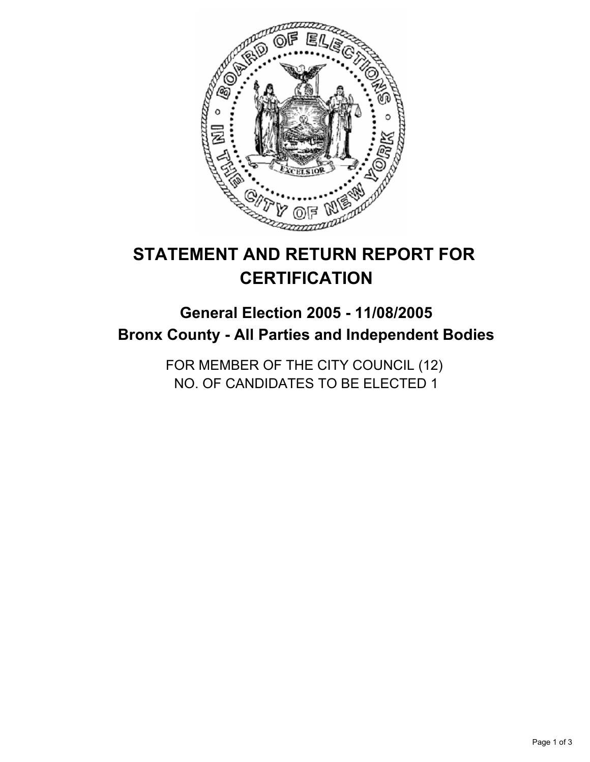# STATEMENT AND RETURN REPORT FOR CERTIFICATION

## General Election 2005 - 11/08/2005
## Bronx County - All Parties and Independent Bodies

FOR MEMBER OF THE CITY COUNCIL (12)
NO. OF CANDIDATES TO BE ELECTED 1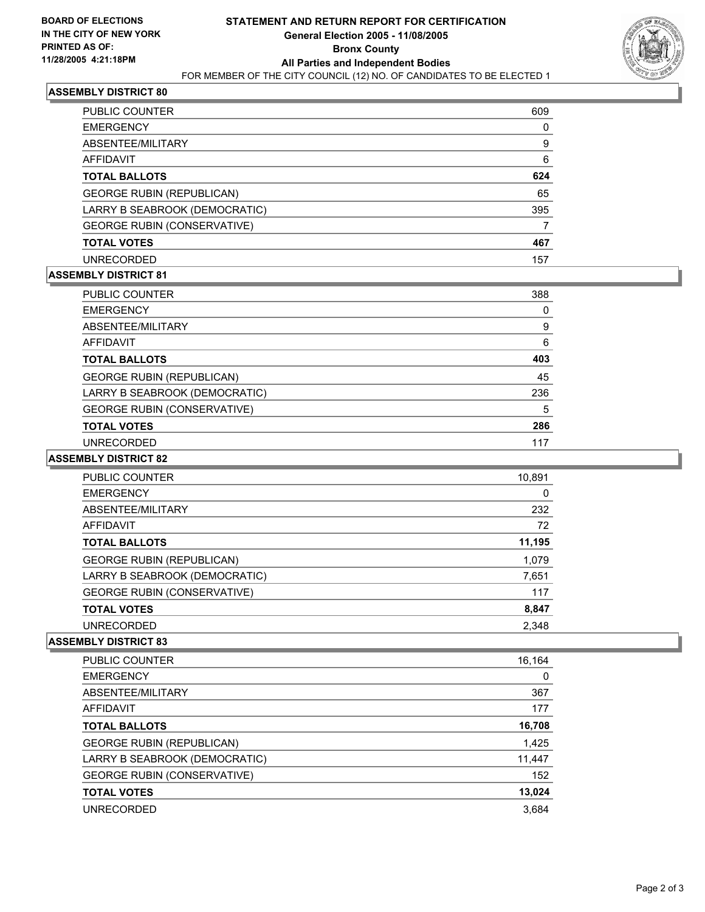**BOARD OF ELECTIONS IN THE CITY OF NEW YORK PRINTED AS OF: 11/28/2005 4:21:18PM**

# STATEMENT AND RETURN REPORT FOR CERTIFICATION

## General Election 2005 - 11/08/2005

## Bronx County

## All Parties and Independent Bodies

FOR MEMBER OF THE CITY COUNCIL (12) NO. OF CANDIDATES TO BE ELECTED 1

### ASSEMBLY DISTRICT 80

| | |
|---|---|
| PUBLIC COUNTER | 609 |
| EMERGENCY | 0 |
| ABSENTEE/MILITARY | 9 |
| AFFIDAVIT | 6 |
| **TOTAL BALLOTS** | **624** |
| GEORGE RUBIN (REPUBLICAN) | 65 |
| LARRY B SEABROOK (DEMOCRATIC) | 395 |
| GEORGE RUBIN (CONSERVATIVE) | 7 |
| **TOTAL VOTES** | **467** |
| UNRECORDED | 157 |

### ASSEMBLY DISTRICT 81

| | |
|---|---|
| PUBLIC COUNTER | 388 |
| EMERGENCY | 0 |
| ABSENTEE/MILITARY | 9 |
| AFFIDAVIT | 6 |
| **TOTAL BALLOTS** | **403** |
| GEORGE RUBIN (REPUBLICAN) | 45 |
| LARRY B SEABROOK (DEMOCRATIC) | 236 |
| GEORGE RUBIN (CONSERVATIVE) | 5 |
| **TOTAL VOTES** | **286** |
| UNRECORDED | 117 |

### ASSEMBLY DISTRICT 82

| | |
|---|---|
| PUBLIC COUNTER | 10,891 |
| EMERGENCY | 0 |
| ABSENTEE/MILITARY | 232 |
| AFFIDAVIT | 72 |
| **TOTAL BALLOTS** | **11,195** |
| GEORGE RUBIN (REPUBLICAN) | 1,079 |
| LARRY B SEABROOK (DEMOCRATIC) | 7,651 |
| GEORGE RUBIN (CONSERVATIVE) | 117 |
| **TOTAL VOTES** | **8,847** |
| UNRECORDED | 2,348 |

### ASSEMBLY DISTRICT 83

| | |
|---|---|
| PUBLIC COUNTER | 16,164 |
| EMERGENCY | 0 |
| ABSENTEE/MILITARY | 367 |
| AFFIDAVIT | 177 |
| **TOTAL BALLOTS** | **16,708** |
| GEORGE RUBIN (REPUBLICAN) | 1,425 |
| LARRY B SEABROOK (DEMOCRATIC) | 11,447 |
| GEORGE RUBIN (CONSERVATIVE) | 152 |
| **TOTAL VOTES** | **13,024** |
| UNRECORDED | 3,684 |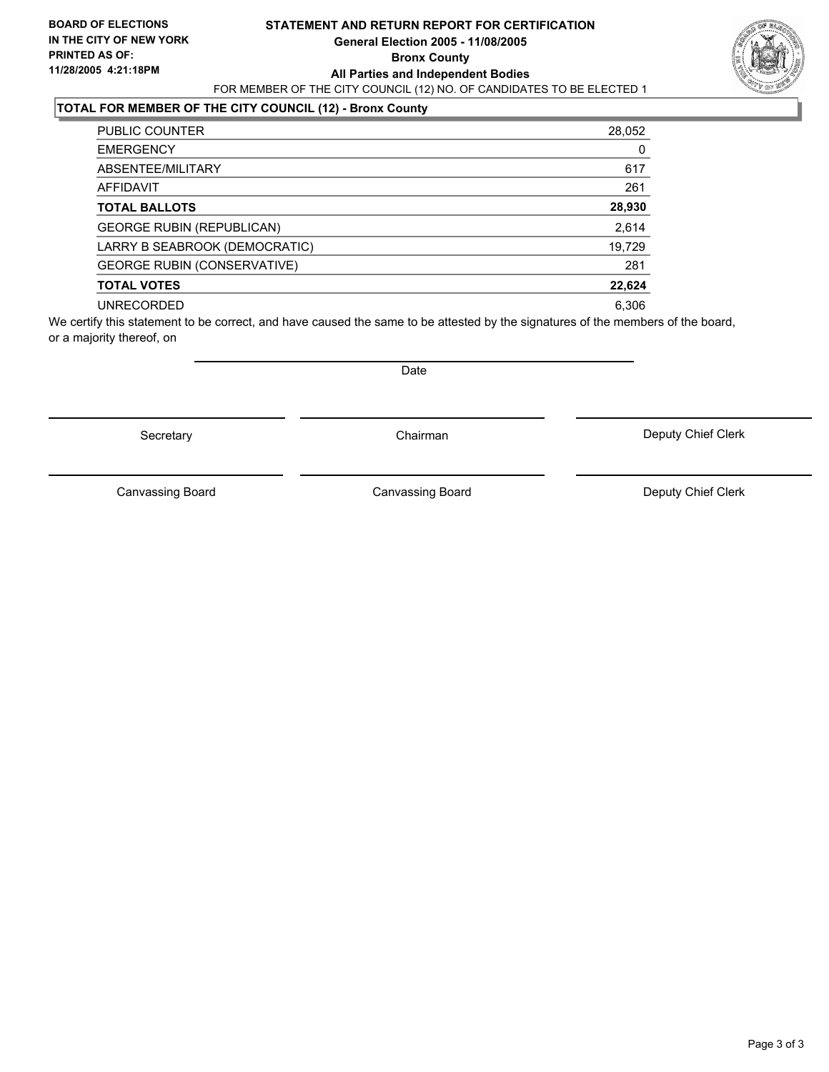**BOARD OF ELECTIONS IN THE CITY OF NEW YORK PRINTED AS OF: 11/28/2005 4:21:18PM**

**STATEMENT AND RETURN REPORT FOR CERTIFICATION**
**General Election 2005 - 11/08/2005**
**Bronx County**
**All Parties and Independent Bodies**
FOR MEMBER OF THE CITY COUNCIL (12) NO. OF CANDIDATES TO BE ELECTED 1

**TOTAL FOR MEMBER OF THE CITY COUNCIL (12) - Bronx County**

| | |
|---|---|
| PUBLIC COUNTER | 28,052 |
| EMERGENCY | 0 |
| ABSENTEE/MILITARY | 617 |
| AFFIDAVIT | 261 |
| **TOTAL BALLOTS** | **28,930** |
| GEORGE RUBIN (REPUBLICAN) | 2,614 |
| LARRY B SEABROOK (DEMOCRATIC) | 19,729 |
| GEORGE RUBIN (CONSERVATIVE) | 281 |
| **TOTAL VOTES** | **22,624** |
| UNRECORDED | 6,306 |

We certify this statement to be correct, and have caused the same to be attested by the signatures of the members of the board, or a majority thereof, on

Date

Secretary

Chairman

Deputy Chief Clerk

Canvassing Board

Canvassing Board

Deputy Chief Clerk